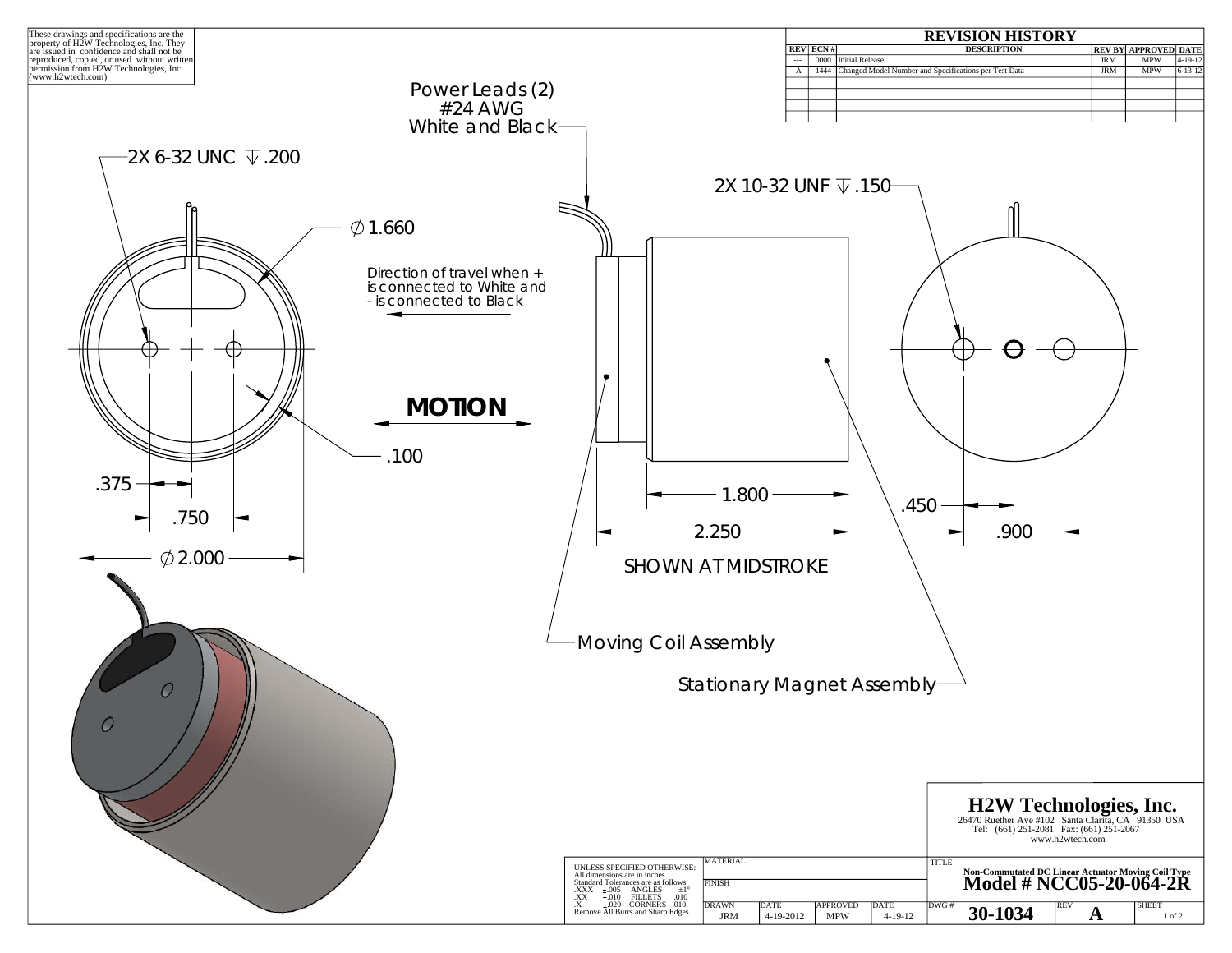These drawings and specifications are the property of H2W Technologies, Inc. They are issued in confidence and shall not be reproduced, copied, or used without written permission from H2W Technologies, Inc. (www.h2wtech.com)

## REVISION HISTORY

| REV | ECN # | DESCRIPTION | REV BY | APPROVED | DATE |
|---|---|---|---|---|---|
| --- | 0000 | Initial Release | JRM | MPW | 4-19-12 |
| A | 1444 | Changed Model Number and Specifications per Test Data | JRM | MPW | 6-13-12 |

Power Leads (2)
#24 AWG
White and Black

2X 6-32 UNC ↧ .200

∅1.660

Direction of travel when + is connected to White and - is connected to Black

**MOTION**

.100

.375

.750

∅2.000

2X 10-32 UNF ↧ .150

1.800

2.250

SHOWN AT MIDSTROKE

.450

.900

Moving Coil Assembly

Stationary Magnet Assembly

**H2W Technologies, Inc.**
26470 Ruether Ave #102 Santa Clarita, CA 91350 USA
Tel: (661) 251-2081 Fax: (661) 251-2067
www.h2wtech.com

UNLESS SPECIFIED OTHERWISE:
All dimensions are in inches
Standard Tolerances are as follows
.XXX ±.005 ANGLES ±1°
.XX ±.010 FILLETS .010
.X ±.020 CORNERS .010
Remove All Burrs and Sharp Edges

MATERIAL

FINISH

| DRAWN | DATE | APPROVED | DATE |
|---|---|---|---|
| JRM | 4-19-2012 | MPW | 4-19-12 |

TITLE
**Non-Commutated DC Linear Actuator Moving Coil Type**
**Model # NCC05-20-064-2R**

DWG # **30-1034** REV **A** SHEET 1 of 2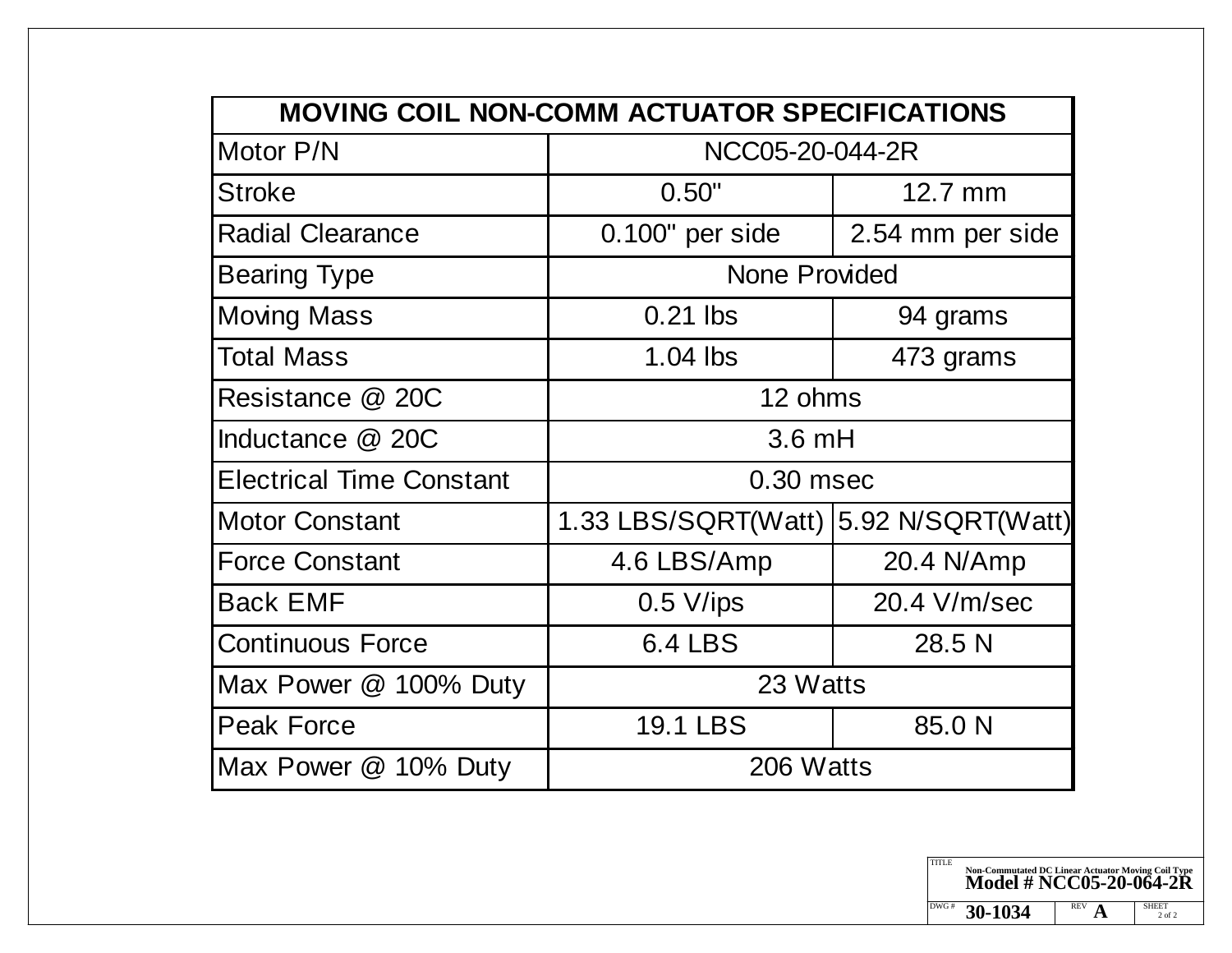| MOVING COIL NON-COMM ACTUATOR SPECIFICATIONS | | |
|---|---|---|
| Motor P/N | NCC05-20-044-2R | |
| Stroke | 0.50" | 12.7 mm |
| Radial Clearance | 0.100" per side | 2.54 mm per side |
| Bearing Type | None Provided | |
| Moving Mass | 0.21 lbs | 94 grams |
| Total Mass | 1.04 lbs | 473 grams |
| Resistance @ 20C | 12 ohms | |
| Inductance @ 20C | 3.6 mH | |
| Electrical Time Constant | 0.30 msec | |
| Motor Constant | 1.33 LBS/SQRT(Watt) | 5.92 N/SQRT(Watt) |
| Force Constant | 4.6 LBS/Amp | 20.4 N/Amp |
| Back EMF | 0.5 V/ips | 20.4 V/m/sec |
| Continuous Force | 6.4 LBS | 28.5 N |
| Max Power @ 100% Duty | 23 Watts | |
| Peak Force | 19.1 LBS | 85.0 N |
| Max Power @ 10% Duty | 206 Watts | |

TITLE Non-Commutated DC Linear Actuator Moving Coil Type
**Model # NCC05-20-064-2R**

DWG # **30-1034** REV **A**